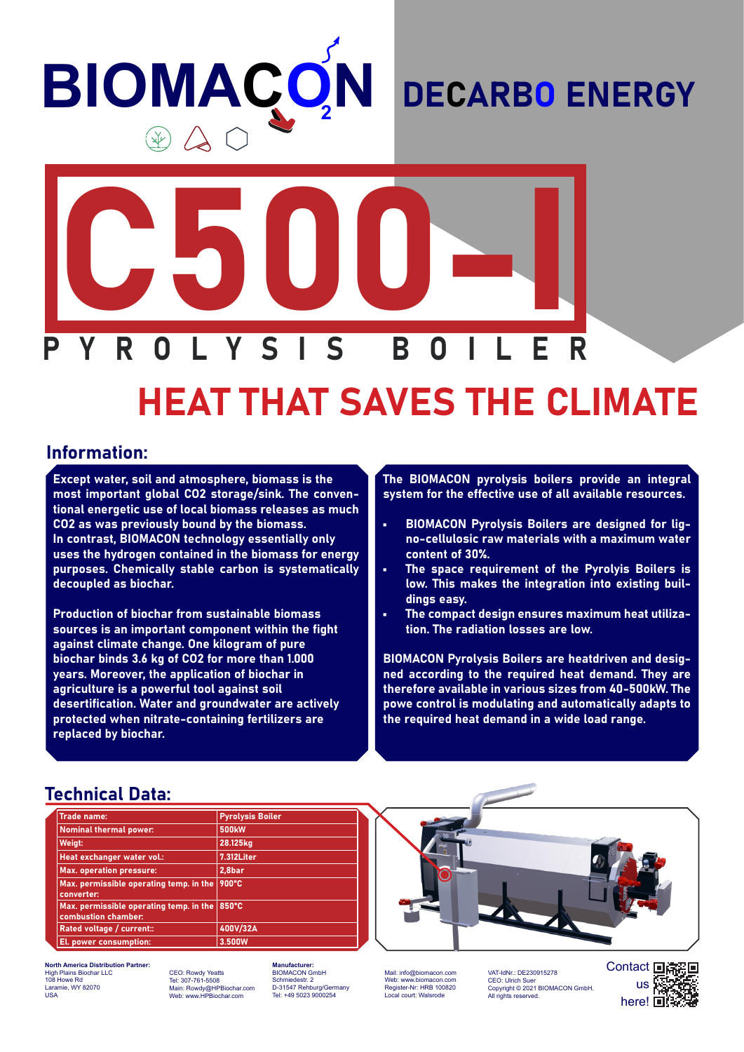# BIOMACON

# DECARBO ENERGY

# C500-I

## PYROLYSIS BOILER

## HEAT THAT SAVES THE CLIMATE

## Information:

Except water, soil and atmosphere, biomass is the most important global CO2 storage/sink. The conventional energetic use of local biomass releases as much CO2 as was previously bound by the biomass. In contrast, BIOMACON technology essentially only uses the hydrogen contained in the biomass for energy purposes. Chemically stable carbon is systematically decoupled as biochar.

Production of biochar from sustainable biomass sources is an important component within the fight against climate change. One kilogram of pure biochar binds 3.6 kg of CO2 for more than 1.000 years. Moreover, the application of biochar in agriculture is a powerful tool against soil desertification. Water and groundwater are actively protected when nitrate-containing fertilizers are replaced by biochar.

The BIOMACON pyrolysis boilers provide an integral system for the effective use of all available resources.

- BIOMACON Pyrolysis Boilers are designed for ligno-cellulosic raw materials with a maximum water content of 30%.
- The space requirement of the Pyrolyis Boilers is low. This makes the integration into existing buildings easy.
- The compact design ensures maximum heat utilization. The radiation losses are low.

BIOMACON Pyrolysis Boilers are heatdriven and designed according to the required heat demand. They are therefore available in various sizes from 40-500kW. The powe control is modulating and automatically adapts to the required heat demand in a wide load range.

## Technical Data:

| Trade name: | Pyrolysis Boiler |
|---|---|
| Nominal thermal power: | 500kW |
| Weigt: | 28.125kg |
| Heat exchanger water vol.: | 7.312Liter |
| Max. operation pressure: | 2,8bar |
| Max. permissible operating temp. in the converter: | 900°C |
| Max. permissible operating temp. in the combustion chamber: | 850°C |
| Rated voltage / current:: | 400V/32A |
| El. power consumption: | 3.500W |

**North America Distribution Partner:**
High Plains Biochar LLC
108 Howe Rd
Laramie, WY 82070
USA

CEO: Rowdy Yeatts
Tel: 307-761-5508
Main: Rowdy@HPBiochar.com
Web: www.HPBiochar.com

**Manufacturer:**
BIOMACON GmbH
Schmiedestr. 2
D-31547 Rehburg/Germany
Tel: +49 5023 9000254

Mail: info@biomacon.com
Web: www.biomacon.com
Register-Nr: HRB 100820
Local court: Walsrode

VAT-IdNr.: DE230915278
CEO: Ulrich Suer
Copyright © 2021 BIOMACON GmbH.
All rights reserved.

Contact us here!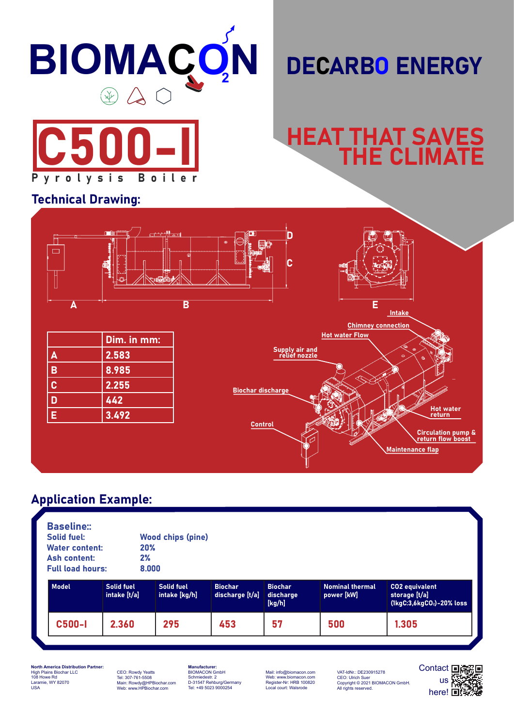# BIOMACON

# DECARBO ENERGY

# C500-I

Pyrolysis Boiler

## HEAT THAT SAVES THE CLIMATE

## Technical Drawing:

A

B

C

D

E

| | Dim. in mm: |
|---|---|
| A | 2.583 |
| B | 8.985 |
| C | 2.255 |
| D | 442 |
| E | 3.492 |

Intake

Chimney connection

Hot water Flow

Supply air and relief nozzle

Biochar discharge

Control

Hot water return

Circulation pump & return flow boost

Maintenance flap

## Application Example:

**Baseline::**

| | |
|---|---|
| Solid fuel: | Wood chips (pine) |
| Water content: | 20% |
| Ash content: | 2% |
| Full load hours: | 8.000 |

| Model | Solid fuel intake [t/a] | Solid fuel intake [kg/h] | Biochar discharge [t/a] | Biochar discharge [kg/h] | Nominal thermal power [kW] | CO2 equivalent storage [t/a] (1kgC:3,6kgCO₂)-20% loss |
|---|---|---|---|---|---|---|
| C500-I | 2.360 | 295 | 453 | 57 | 500 | 1.305 |

**North America Distribution Partner:**
High Plains Biochar LLC
108 Howe Rd
Laramie, WY 82070
USA

CEO: Rowdy Yeatts
Tel: 307-761-5508
Main: Rowdy@HPBiochar.com
Web: www.HPBiochar.com

**Manufacturer:**
BIOMACON GmbH
Schmiedestr. 2
D-31547 Rehburg/Germany
Tel: +49 5023 9000254

Mail: info@biomacon.com
Web: www.biomacon.com
Register-Nr: HRB 100820
Local court: Walsrode

VAT-IdNr.: DE230915278
CEO: Ulrich Suer
Copyright © 2021 BIOMACON GmbH.
All rights reserved.

Contact us here!